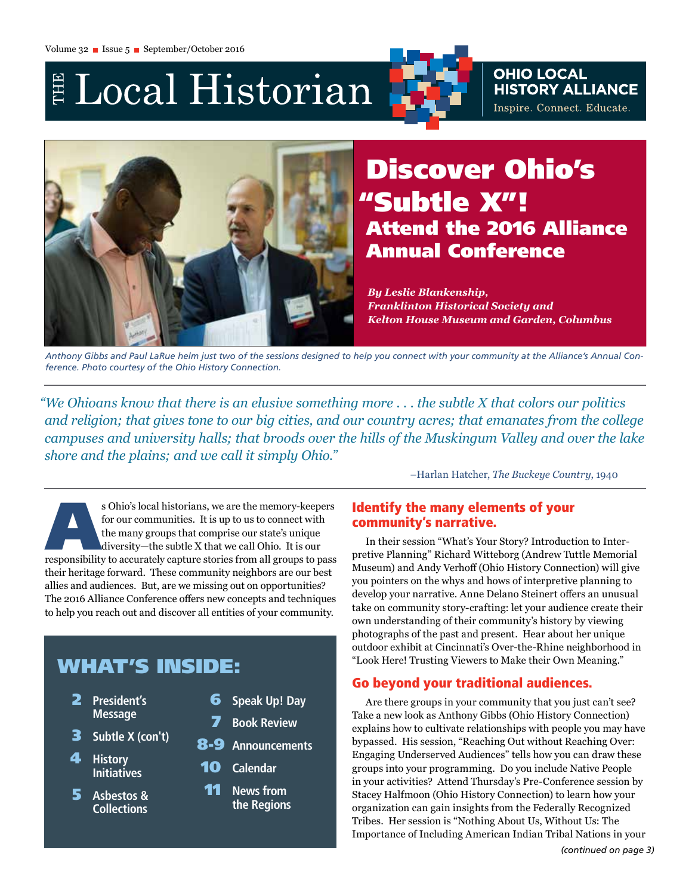Volume 32 ■ Issue 5 ■ September/October 2016

# THE Local Historian

**OHIO LOCAL HISTORY ALLIANCE**
Inspire. Connect. Educate.

# Discover Ohio's "Subtle X"!

## Attend the 2016 Alliance Annual Conference

***By Leslie Blankenship, Franklinton Historical Society and Kelton House Museum and Garden, Columbus***

*Anthony Gibbs and Paul LaRue helm just two of the sessions designed to help you connect with your community at the Alliance's Annual Conference. Photo courtesy of the Ohio History Connection.*

> *"We Ohioans know that there is an elusive something more . . . the subtle X that colors our politics and religion; that gives tone to our big cities, and our country acres; that emanates from the college campuses and university halls; that broods over the hills of the Muskingum Valley and over the lake shore and the plains; and we call it simply Ohio."*
>
> –Harlan Hatcher, *The Buckeye Country*, 1940

As Ohio's local historians, we are the memory-keepers for our communities. It is up to us to connect with the many groups that comprise our state's unique diversity—the subtle X that we call Ohio. It is our responsibility to accurately capture stories from all groups to pass their heritage forward. These community neighbors are our best allies and audiences. But, are we missing out on opportunities? The 2016 Alliance Conference offers new concepts and techniques to help you reach out and discover all entities of your community.

## WHAT'S INSIDE:

- **2** President's Message
- **3** Subtle X (con't)
- **4** History Initiatives
- **5** Asbestos & Collections
- **6** Speak Up! Day
- **7** Book Review
- **8-9** Announcements
- **10** Calendar
- **11** News from the Regions

### Identify the many elements of your community's narrative.

In their session "What's Your Story? Introduction to Interpretive Planning" Richard Witteborg (Andrew Tuttle Memorial Museum) and Andy Verhoff (Ohio History Connection) will give you pointers on the whys and hows of interpretive planning to develop your narrative. Anne Delano Steinert offers an unusual take on community story-crafting: let your audience create their own understanding of their community's history by viewing photographs of the past and present. Hear about her unique outdoor exhibit at Cincinnati's Over-the-Rhine neighborhood in "Look Here! Trusting Viewers to Make their Own Meaning."

### Go beyond your traditional audiences.

Are there groups in your community that you just can't see? Take a new look as Anthony Gibbs (Ohio History Connection) explains how to cultivate relationships with people you may have bypassed. His session, "Reaching Out without Reaching Over: Engaging Underserved Audiences" tells how you can draw these groups into your programming. Do you include Native People in your activities? Attend Thursday's Pre-Conference session by Stacey Halfmoon (Ohio History Connection) to learn how your organization can gain insights from the Federally Recognized Tribes. Her session is "Nothing About Us, Without Us: The Importance of Including American Indian Tribal Nations in your

*(continued on page 3)*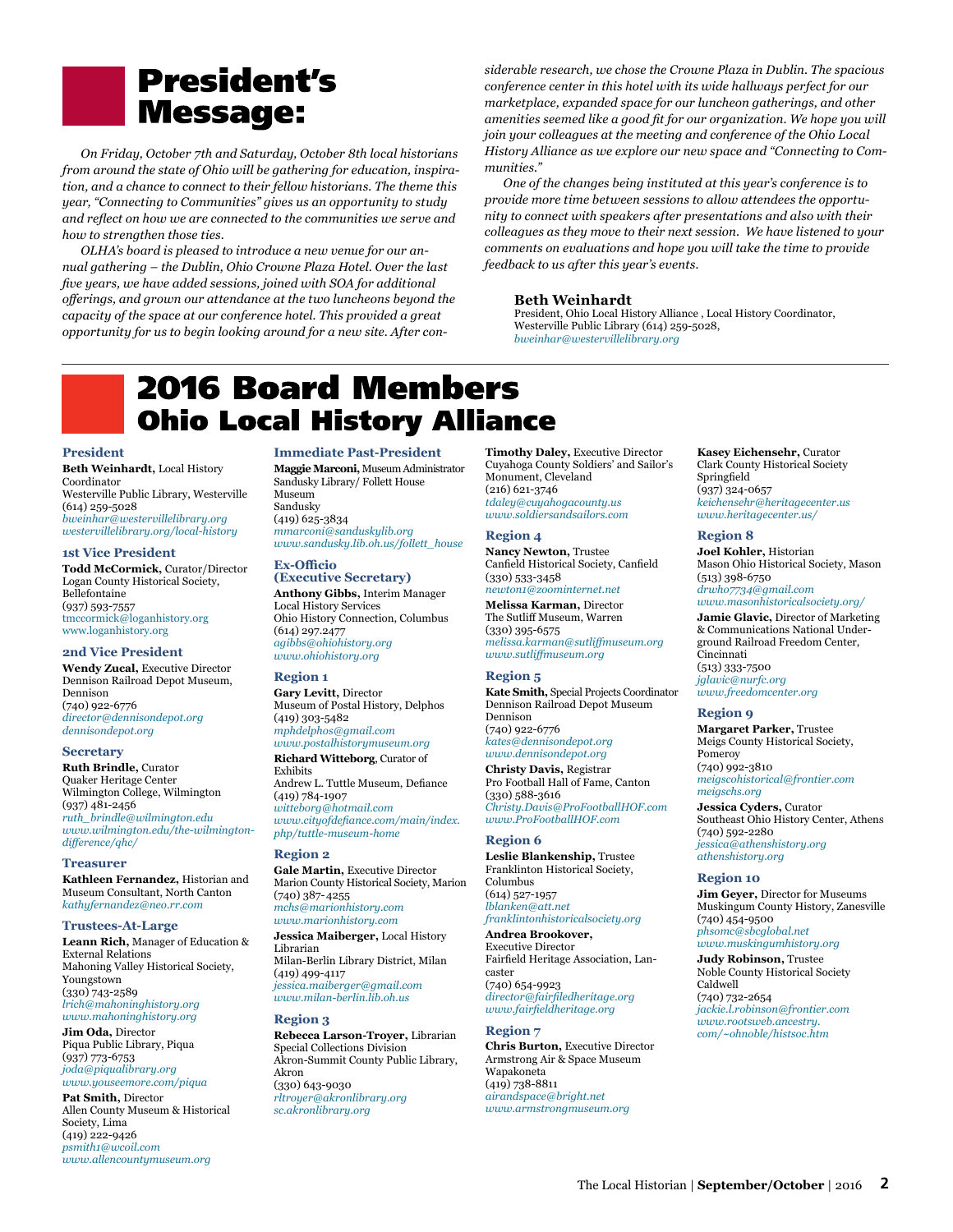# President's Message:

*On Friday, October 7th and Saturday, October 8th local historians from around the state of Ohio will be gathering for education, inspiration, and a chance to connect to their fellow historians. The theme this year, "Connecting to Communities" gives us an opportunity to study and reflect on how we are connected to the communities we serve and how to strengthen those ties.*

*OLHA's board is pleased to introduce a new venue for our annual gathering – the Dublin, Ohio Crowne Plaza Hotel. Over the last five years, we have added sessions, joined with SOA for additional offerings, and grown our attendance at the two luncheons beyond the capacity of the space at our conference hotel. This provided a great opportunity for us to begin looking around for a new site. After considerable research, we chose the Crowne Plaza in Dublin. The spacious conference center in this hotel with its wide hallways perfect for our marketplace, expanded space for our luncheon gatherings, and other amenities seemed like a good fit for our organization. We hope you will join your colleagues at the meeting and conference of the Ohio Local History Alliance as we explore our new space and "Connecting to Communities."*

*One of the changes being instituted at this year's conference is to provide more time between sessions to allow attendees the opportunity to connect with speakers after presentations and also with their colleagues as they move to their next session. We have listened to your comments on evaluations and hope you will take the time to provide feedback to us after this year's events.*

**Beth Weinhardt**
President, Ohio Local History Alliance , Local History Coordinator, Westerville Public Library (614) 259-5028,
*bweinhar@westervillelibrary.org*

# 2016 Board Members Ohio Local History Alliance

### President

**Beth Weinhardt,** Local History Coordinator
Westerville Public Library, Westerville
(614) 259-5028
*bweinhar@westervillelibrary.org*
*westervillelibrary.org/local-history*

### 1st Vice President

**Todd McCormick,** Curator/Director
Logan County Historical Society, Bellefontaine
(937) 593-7557
tmccormick@loganhistory.org
www.loganhistory.org

### 2nd Vice President

**Wendy Zucal,** Executive Director
Dennison Railroad Depot Museum, Dennison
(740) 922-6776
*director@dennisondepot.org*
*dennisondepot.org*

### Secretary

**Ruth Brindle,** Curator
Quaker Heritage Center
Wilmington College, Wilmington
(937) 481-2456
*ruth_brindle@wilmington.edu*
*www.wilmington.edu/the-wilmington-difference/qhc/*

### Treasurer

**Kathleen Fernandez,** Historian and Museum Consultant, North Canton
*kathyfernandez@neo.rr.com*

### Trustees-At-Large

**Leann Rich,** Manager of Education & External Relations
Mahoning Valley Historical Society, Youngstown
(330) 743-2589
*lrich@mahoninghistory.org*
*www.mahoninghistory.org*

**Jim Oda,** Director
Piqua Public Library, Piqua
(937) 773-6753
*joda@piqualibrary.org*
*www.youseemore.com/piqua*

**Pat Smith,** Director
Allen County Museum & Historical Society, Lima
(419) 222-9426
*psmith1@wcoil.com*
*www.allencountymuseum.org*

### Immediate Past-President

**Maggie Marconi,** Museum Administrator
Sandusky Library/ Follett House Museum
Sandusky
(419) 625-3834
*mmarconi@sanduskylib.org*
*www.sandusky.lib.oh.us/follett_house*

### Ex-Officio (Executive Secretary)

**Anthony Gibbs,** Interim Manager
Local History Services
Ohio History Connection, Columbus
(614) 297.2477
*agibbs@ohiohistory.org*
*www.ohiohistory.org*

### Region 1

**Gary Levitt,** Director
Museum of Postal History, Delphos
(419) 303-5482
*mphdelphos@gmail.com*
*www.postalhistorymuseum.org*

**Richard Witteborg**, Curator of Exhibits
Andrew L. Tuttle Museum, Defiance
(419) 784-1907
*witteborg@hotmail.com*
*www.cityofdefiance.com/main/index.php/tuttle-museum-home*

### Region 2

**Gale Martin,** Executive Director
Marion County Historical Society, Marion
(740) 387-4255
*mchs@marionhistory.com*
*www.marionhistory.com*

**Jessica Maiberger,** Local History Librarian
Milan-Berlin Library District, Milan
(419) 499-4117
*jessica.maiberger@gmail.com*
*www.milan-berlin.lib.oh.us*

### Region 3

**Rebecca Larson-Troyer,** Librarian
Special Collections Division
Akron-Summit County Public Library, Akron
(330) 643-9030
*rltroyer@akronlibrary.org*
*sc.akronlibrary.org*

**Timothy Daley,** Executive Director
Cuyahoga County Soldiers' and Sailor's Monument, Cleveland
(216) 621-3746
*tdaley@cuyahogacounty.us*
*www.soldiersandsailors.com*

### Region 4

**Nancy Newton,** Trustee
Canfield Historical Society, Canfield
(330) 533-3458
*newton1@zoominternet.net*

**Melissa Karman,** Director
The Sutliff Museum, Warren
(330) 395-6575
*melissa.karman@sutliffmuseum.org*
*www.sutliffmuseum.org*

### Region 5

**Kate Smith,** Special Projects Coordinator
Dennison Railroad Depot Museum
Dennison
(740) 922-6776
*kates@dennisondepot.org*
*www.dennisondepot.org*

**Christy Davis,** Registrar
Pro Football Hall of Fame, Canton
(330) 588-3616
*Christy.Davis@ProFootballHOF.com*
*www.ProFootballHOF.com*

### Region 6

**Leslie Blankenship,** Trustee
Franklinton Historical Society, Columbus
(614) 527-1957
*lblanken@att.net*
*franklintonhistoricalsociety.org*

**Andrea Brookover,** Executive Director
Fairfield Heritage Association, Lancaster
(740) 654-9923
*director@fairfiledheritage.org*
*www.fairfieldheritage.org*

### Region 7

**Chris Burton,** Executive Director
Armstrong Air & Space Museum
Wapakoneta
(419) 738-8811
*airandspace@bright.net*
*www.armstrongmuseum.org*

**Kasey Eichensehr,** Curator
Clark County Historical Society
Springfield
(937) 324-0657
*keichensehr@heritagecenter.us*
*www.heritagecenter.us/*

### Region 8

**Joel Kohler,** Historian
Mason Ohio Historical Society, Mason
(513) 398-6750
*drwho7734@gmail.com*
*www.masonhistoricalsociety.org/*

**Jamie Glavic,** Director of Marketing & Communications National Underground Railroad Freedom Center, Cincinnati
(513) 333-7500
*jglavic@nurfc.org*
*www.freedomcenter.org*

### Region 9

**Margaret Parker,** Trustee
Meigs County Historical Society, Pomeroy
(740) 992-3810
*meigscohistorical@frontier.com*
*meigschs.org*

**Jessica Cyders,** Curator
Southeast Ohio History Center, Athens
(740) 592-2280
*jessica@athenshistory.org*
*athenshistory.org*

### Region 10

**Jim Geyer,** Director for Museums
Muskingum County History, Zanesville
(740) 454-9500
*phsomc@sbcglobal.net*
*www.muskingumhistory.org*

**Judy Robinson,** Trustee
Noble County Historical Society
Caldwell
(740) 732-2654
*jackie.l.robinson@frontier.com*
*www.rootsweb.ancestry.com/~ohnoble/histsoc.htm*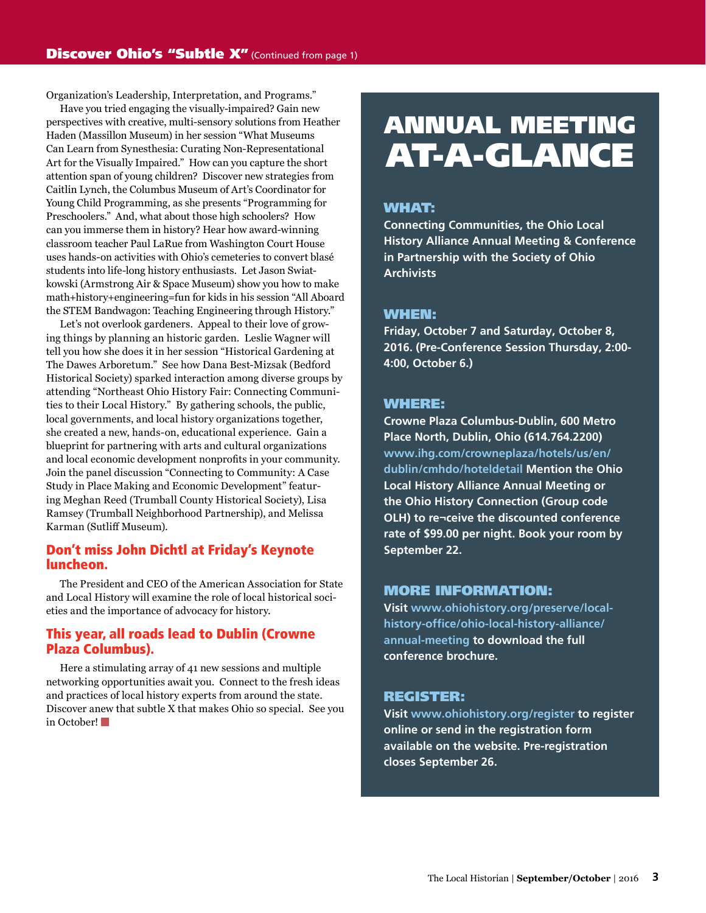## Discover Ohio's "Subtle X" (Continued from page 1)

Organization's Leadership, Interpretation, and Programs."

Have you tried engaging the visually-impaired? Gain new perspectives with creative, multi-sensory solutions from Heather Haden (Massillon Museum) in her session "What Museums Can Learn from Synesthesia: Curating Non-Representational Art for the Visually Impaired." How can you capture the short attention span of young children? Discover new strategies from Caitlin Lynch, the Columbus Museum of Art's Coordinator for Young Child Programming, as she presents "Programming for Preschoolers." And, what about those high schoolers? How can you immerse them in history? Hear how award-winning classroom teacher Paul LaRue from Washington Court House uses hands-on activities with Ohio's cemeteries to convert blasé students into life-long history enthusiasts. Let Jason Swiatkowski (Armstrong Air & Space Museum) show you how to make math+history+engineering=fun for kids in his session "All Aboard the STEM Bandwagon: Teaching Engineering through History."

Let's not overlook gardeners. Appeal to their love of growing things by planning an historic garden. Leslie Wagner will tell you how she does it in her session "Historical Gardening at The Dawes Arboretum." See how Dana Best-Mizsak (Bedford Historical Society) sparked interaction among diverse groups by attending "Northeast Ohio History Fair: Connecting Communities to their Local History." By gathering schools, the public, local governments, and local history organizations together, she created a new, hands-on, educational experience. Gain a blueprint for partnering with arts and cultural organizations and local economic development nonprofits in your community. Join the panel discussion "Connecting to Community: A Case Study in Place Making and Economic Development" featuring Meghan Reed (Trumball County Historical Society), Lisa Ramsey (Trumball Neighborhood Partnership), and Melissa Karman (Sutliff Museum).

### Don't miss John Dichtl at Friday's Keynote luncheon.

The President and CEO of the American Association for State and Local History will examine the role of local historical societies and the importance of advocacy for history.

### This year, all roads lead to Dublin (Crowne Plaza Columbus).

Here a stimulating array of 41 new sessions and multiple networking opportunities await you. Connect to the fresh ideas and practices of local history experts from around the state. Discover anew that subtle X that makes Ohio so special. See you in October!

## ANNUAL MEETING AT-A-GLANCE

### WHAT:

**Connecting Communities, the Ohio Local History Alliance Annual Meeting & Conference in Partnership with the Society of Ohio Archivists**

### WHEN:

**Friday, October 7 and Saturday, October 8, 2016. (Pre-Conference Session Thursday, 2:00-4:00, October 6.)**

### WHERE:

**Crowne Plaza Columbus-Dublin, 600 Metro Place North, Dublin, Ohio (614.764.2200) www.ihg.com/crowneplaza/hotels/us/en/dublin/cmhdo/hoteldetail Mention the Ohio Local History Alliance Annual Meeting or the Ohio History Connection (Group code OLH) to re¬ceive the discounted conference rate of $99.00 per night. Book your room by September 22.**

### MORE INFORMATION:

**Visit www.ohiohistory.org/preserve/local-history-office/ohio-local-history-alliance/annual-meeting to download the full conference brochure.**

### REGISTER:

**Visit www.ohiohistory.org/register to register online or send in the registration form available on the website. Pre-registration closes September 26.**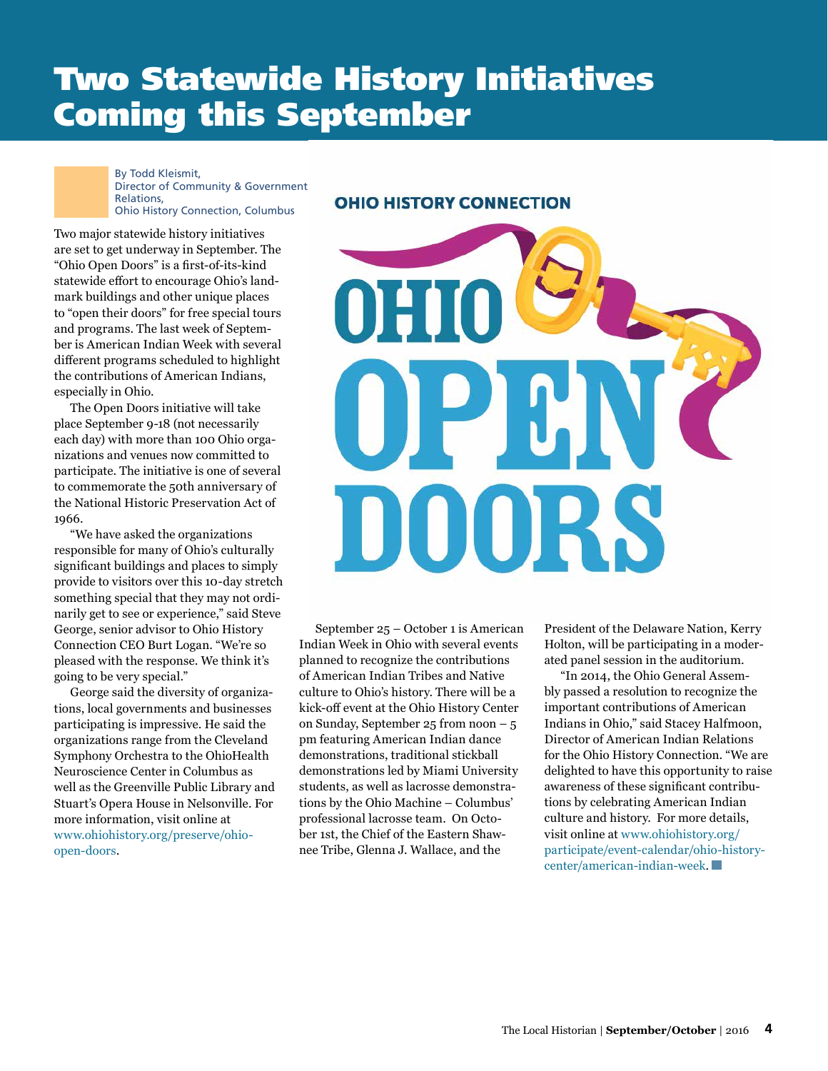# Two Statewide History Initiatives Coming this September

By Todd Kleismit,
Director of Community & Government Relations,
Ohio History Connection, Columbus

Two major statewide history initiatives are set to get underway in September. The "Ohio Open Doors" is a first-of-its-kind statewide effort to encourage Ohio's landmark buildings and other unique places to "open their doors" for free special tours and programs. The last week of September is American Indian Week with several different programs scheduled to highlight the contributions of American Indians, especially in Ohio.

The Open Doors initiative will take place September 9-18 (not necessarily each day) with more than 100 Ohio organizations and venues now committed to participate. The initiative is one of several to commemorate the 50th anniversary of the National Historic Preservation Act of 1966.

"We have asked the organizations responsible for many of Ohio's culturally significant buildings and places to simply provide to visitors over this 10-day stretch something special that they may not ordinarily get to see or experience," said Steve George, senior advisor to Ohio History Connection CEO Burt Logan. "We're so pleased with the response. We think it's going to be very special."

George said the diversity of organizations, local governments and businesses participating is impressive. He said the organizations range from the Cleveland Symphony Orchestra to the OhioHealth Neuroscience Center in Columbus as well as the Greenville Public Library and Stuart's Opera House in Nelsonville. For more information, visit online at www.ohiohistory.org/preserve/ohio-open-doors.

OHIO HISTORY CONNECTION

OHIO OPEN DOORS

September 25 – October 1 is American Indian Week in Ohio with several events planned to recognize the contributions of American Indian Tribes and Native culture to Ohio's history. There will be a kick-off event at the Ohio History Center on Sunday, September 25 from noon – 5 pm featuring American Indian dance demonstrations, traditional stickball demonstrations led by Miami University students, as well as lacrosse demonstrations by the Ohio Machine – Columbus' professional lacrosse team. On October 1st, the Chief of the Eastern Shawnee Tribe, Glenna J. Wallace, and the President of the Delaware Nation, Kerry Holton, will be participating in a moderated panel session in the auditorium.

"In 2014, the Ohio General Assembly passed a resolution to recognize the important contributions of American Indians in Ohio," said Stacey Halfmoon, Director of American Indian Relations for the Ohio History Connection. "We are delighted to have this opportunity to raise awareness of these significant contributions by celebrating American Indian culture and history. For more details, visit online at www.ohiohistory.org/participate/event-calendar/ohio-history-center/american-indian-week.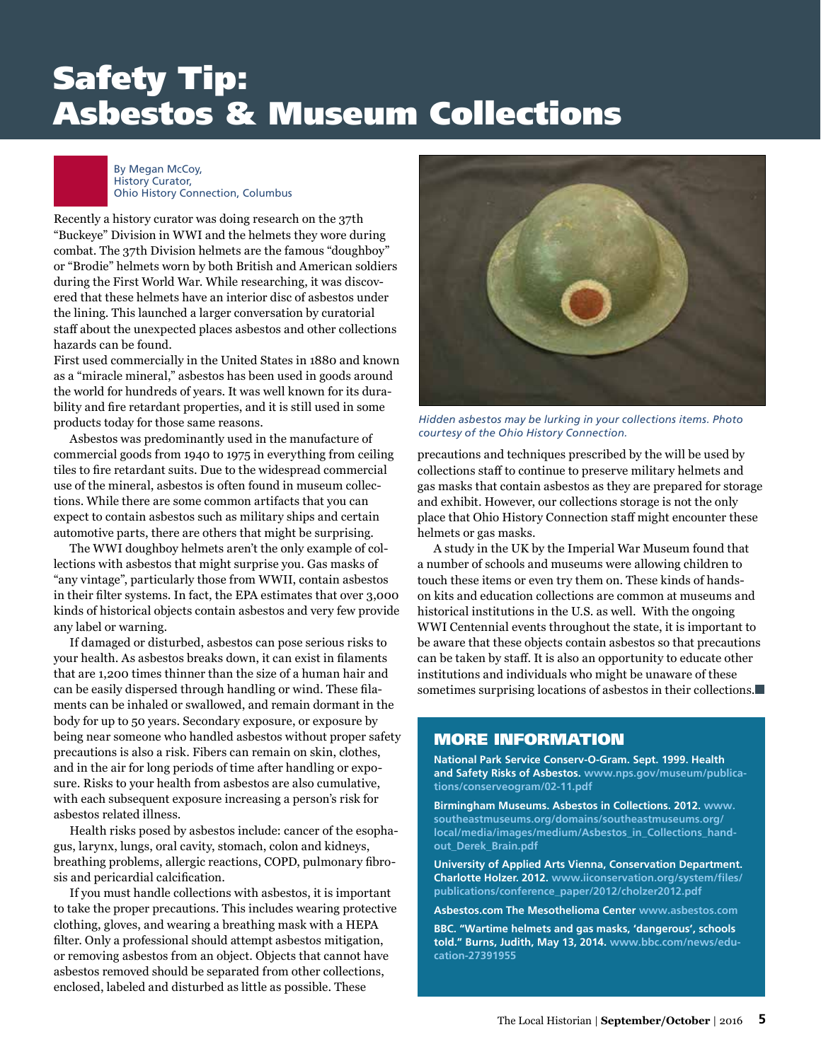# Safety Tip: Asbestos & Museum Collections

By Megan McCoy,
History Curator,
Ohio History Connection, Columbus

Recently a history curator was doing research on the 37th "Buckeye" Division in WWI and the helmets they wore during combat. The 37th Division helmets are the famous "doughboy" or "Brodie" helmets worn by both British and American soldiers during the First World War. While researching, it was discovered that these helmets have an interior disc of asbestos under the lining. This launched a larger conversation by curatorial staff about the unexpected places asbestos and other collections hazards can be found.

First used commercially in the United States in 1880 and known as a "miracle mineral," asbestos has been used in goods around the world for hundreds of years. It was well known for its durability and fire retardant properties, and it is still used in some products today for those same reasons.

Asbestos was predominantly used in the manufacture of commercial goods from 1940 to 1975 in everything from ceiling tiles to fire retardant suits. Due to the widespread commercial use of the mineral, asbestos is often found in museum collections. While there are some common artifacts that you can expect to contain asbestos such as military ships and certain automotive parts, there are others that might be surprising.

The WWI doughboy helmets aren't the only example of collections with asbestos that might surprise you. Gas masks of "any vintage", particularly those from WWII, contain asbestos in their filter systems. In fact, the EPA estimates that over 3,000 kinds of historical objects contain asbestos and very few provide any label or warning.

If damaged or disturbed, asbestos can pose serious risks to your health. As asbestos breaks down, it can exist in filaments that are 1,200 times thinner than the size of a human hair and can be easily dispersed through handling or wind. These filaments can be inhaled or swallowed, and remain dormant in the body for up to 50 years. Secondary exposure, or exposure by being near someone who handled asbestos without proper safety precautions is also a risk. Fibers can remain on skin, clothes, and in the air for long periods of time after handling or exposure. Risks to your health from asbestos are also cumulative, with each subsequent exposure increasing a person's risk for asbestos related illness.

Health risks posed by asbestos include: cancer of the esophagus, larynx, lungs, oral cavity, stomach, colon and kidneys, breathing problems, allergic reactions, COPD, pulmonary fibrosis and pericardial calcification.

If you must handle collections with asbestos, it is important to take the proper precautions. This includes wearing protective clothing, gloves, and wearing a breathing mask with a HEPA filter. Only a professional should attempt asbestos mitigation, or removing asbestos from an object. Objects that cannot have asbestos removed should be separated from other collections, enclosed, labeled and disturbed as little as possible. These precautions and techniques prescribed by the will be used by collections staff to continue to preserve military helmets and gas masks that contain asbestos as they are prepared for storage and exhibit. However, our collections storage is not the only place that Ohio History Connection staff might encounter these helmets or gas masks.

*Hidden asbestos may be lurking in your collections items. Photo courtesy of the Ohio History Connection.*

A study in the UK by the Imperial War Museum found that a number of schools and museums were allowing children to touch these items or even try them on. These kinds of hands-on kits and education collections are common at museums and historical institutions in the U.S. as well. With the ongoing WWI Centennial events throughout the state, it is important to be aware that these objects contain asbestos so that precautions can be taken by staff. It is also an opportunity to educate other institutions and individuals who might be unaware of these sometimes surprising locations of asbestos in their collections.

## MORE INFORMATION

**National Park Service Conserv-O-Gram. Sept. 1999. Health and Safety Risks of Asbestos.** www.nps.gov/museum/publications/conserveogram/02-11.pdf

**Birmingham Museums. Asbestos in Collections. 2012.** www.southeastmuseums.org/domains/southeastmuseums.org/local/media/images/medium/Asbestos_in_Collections_handout_Derek_Brain.pdf

**University of Applied Arts Vienna, Conservation Department. Charlotte Holzer. 2012.** www.iiconservation.org/system/files/publications/conference_paper/2012/cholzer2012.pdf

**Asbestos.com The Mesothelioma Center** www.asbestos.com

**BBC. "Wartime helmets and gas masks, 'dangerous', schools told." Burns, Judith, May 13, 2014.** www.bbc.com/news/education-27391955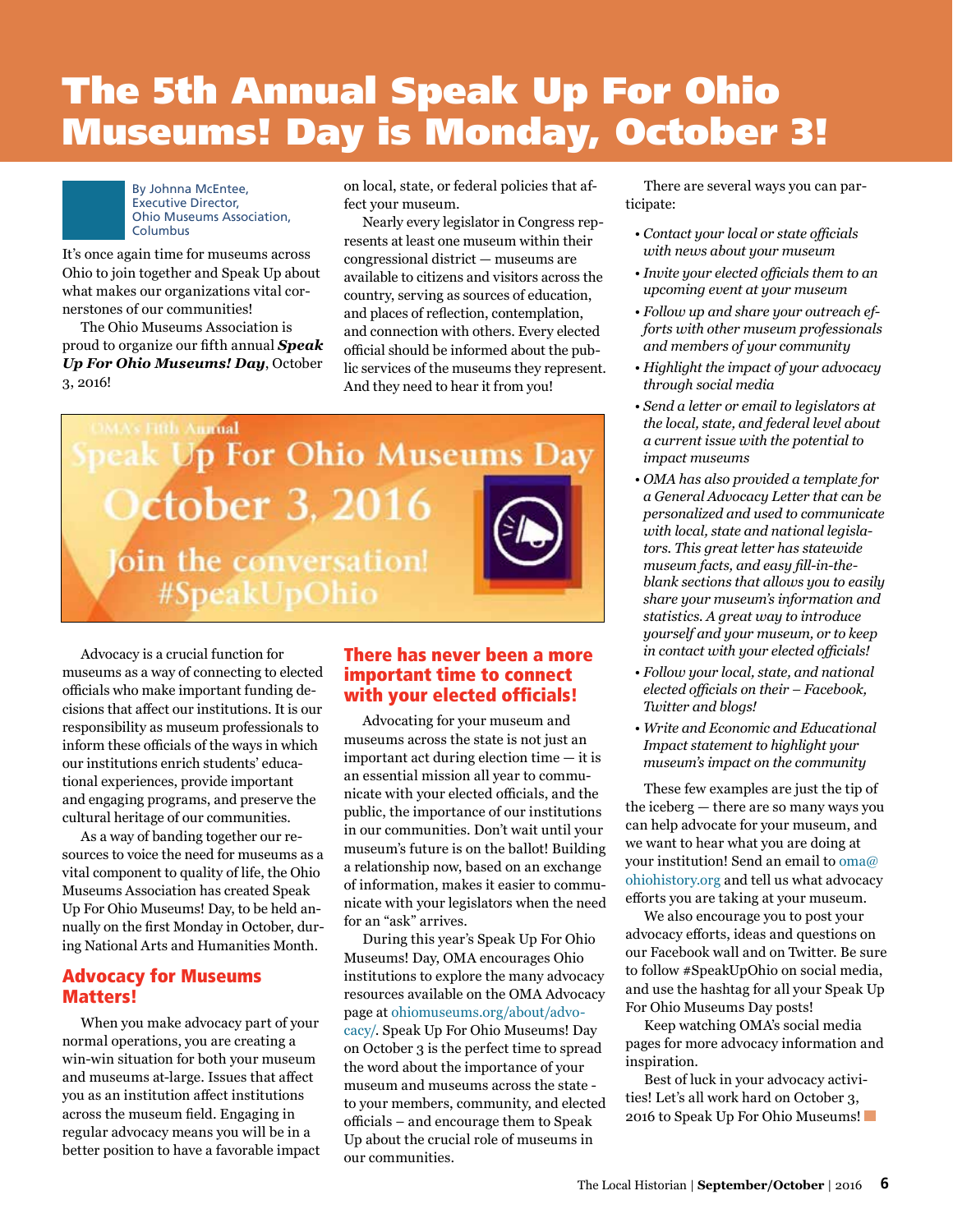# The 5th Annual Speak Up For Ohio Museums! Day is Monday, October 3!

By Johnna McEntee, Executive Director, Ohio Museums Association, Columbus

It's once again time for museums across Ohio to join together and Speak Up about what makes our organizations vital cornerstones of our communities!

The Ohio Museums Association is proud to organize our fifth annual ***Speak Up For Ohio Museums! Day***, October 3, 2016!

Nearly every legislator in Congress represents at least one museum within their congressional district — museums are available to citizens and visitors across the country, serving as sources of education, and places of reflection, contemplation, and connection with others. Every elected official should be informed about the public services of the museums they represent. And they need to hear it from you!

OMA's Fifth Annual Speak Up For Ohio Museums Day October 3, 2016 Join the conversation! #SpeakUpOhio

Advocacy is a crucial function for museums as a way of connecting to elected officials who make important funding decisions that affect our institutions. It is our responsibility as museum professionals to inform these officials of the ways in which our institutions enrich students' educational experiences, provide important and engaging programs, and preserve the cultural heritage of our communities.

As a way of banding together our resources to voice the need for museums as a vital component to quality of life, the Ohio Museums Association has created Speak Up For Ohio Museums! Day, to be held annually on the first Monday in October, during National Arts and Humanities Month.

## Advocacy for Museums Matters!

When you make advocacy part of your normal operations, you are creating a win-win situation for both your museum and museums at-large. Issues that affect you as an institution affect institutions across the museum field. Engaging in regular advocacy means you will be in a better position to have a favorable impact on local, state, or federal policies that affect your museum.

## There has never been a more important time to connect with your elected officials!

Advocating for your museum and museums across the state is not just an important act during election time — it is an essential mission all year to communicate with your elected officials, and the public, the importance of our institutions in our communities. Don't wait until your museum's future is on the ballot! Building a relationship now, based on an exchange of information, makes it easier to communicate with your legislators when the need for an "ask" arrives.

During this year's Speak Up For Ohio Museums! Day, OMA encourages Ohio institutions to explore the many advocacy resources available on the OMA Advocacy page at ohiomuseums.org/about/advocacy/. Speak Up For Ohio Museums! Day on October 3 is the perfect time to spread the word about the importance of your museum and museums across the state - to your members, community, and elected officials – and encourage them to Speak Up about the crucial role of museums in our communities.

There are several ways you can participate:

- *Contact your local or state officials with news about your museum*
- *Invite your elected officials them to an upcoming event at your museum*
- *Follow up and share your outreach efforts with other museum professionals and members of your community*
- *Highlight the impact of your advocacy through social media*
- *Send a letter or email to legislators at the local, state, and federal level about a current issue with the potential to impact museums*
- *OMA has also provided a template for a General Advocacy Letter that can be personalized and used to communicate with local, state and national legislators. This great letter has statewide museum facts, and easy fill-in-the-blank sections that allows you to easily share your museum's information and statistics. A great way to introduce yourself and your museum, or to keep in contact with your elected officials!*
- *Follow your local, state, and national elected officials on their – Facebook, Twitter and blogs!*
- *Write and Economic and Educational Impact statement to highlight your museum's impact on the community*

These few examples are just the tip of the iceberg — there are so many ways you can help advocate for your museum, and we want to hear what you are doing at your institution! Send an email to oma@ohiohistory.org and tell us what advocacy efforts you are taking at your museum.

We also encourage you to post your advocacy efforts, ideas and questions on our Facebook wall and on Twitter. Be sure to follow #SpeakUpOhio on social media, and use the hashtag for all your Speak Up For Ohio Museums Day posts!

Keep watching OMA's social media pages for more advocacy information and inspiration.

Best of luck in your advocacy activities! Let's all work hard on October 3, 2016 to Speak Up For Ohio Museums!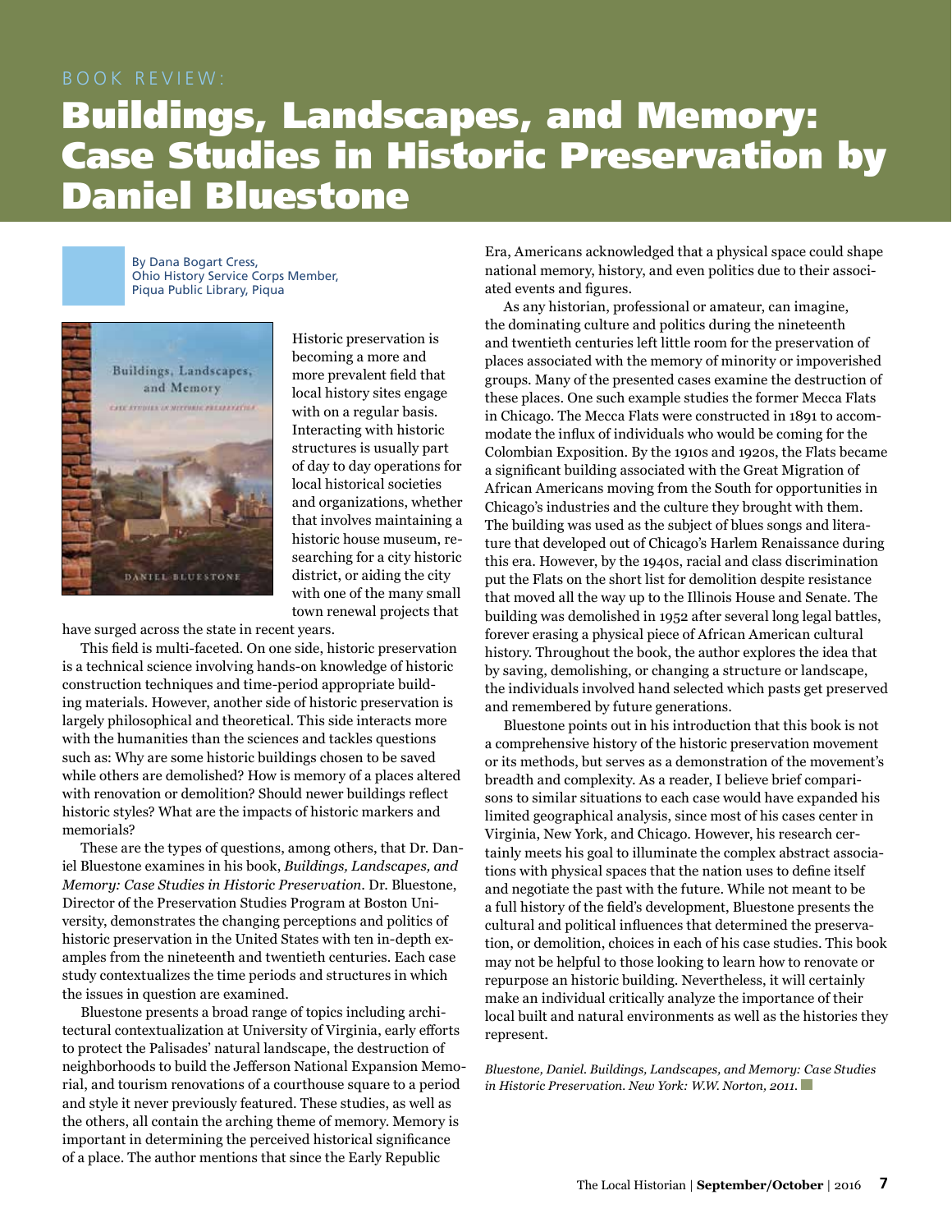BOOK REVIEW:

# Buildings, Landscapes, and Memory: Case Studies in Historic Preservation by Daniel Bluestone

By Dana Bogart Cress,
Ohio History Service Corps Member,
Piqua Public Library, Piqua

Historic preservation is becoming a more and more prevalent field that local history sites engage with on a regular basis. Interacting with historic structures is usually part of day to day operations for local historical societies and organizations, whether that involves maintaining a historic house museum, researching for a city historic district, or aiding the city with one of the many small town renewal projects that have surged across the state in recent years.

This field is multi-faceted. On one side, historic preservation is a technical science involving hands-on knowledge of historic construction techniques and time-period appropriate building materials. However, another side of historic preservation is largely philosophical and theoretical. This side interacts more with the humanities than the sciences and tackles questions such as: Why are some historic buildings chosen to be saved while others are demolished? How is memory of a places altered with renovation or demolition? Should newer buildings reflect historic styles? What are the impacts of historic markers and memorials?

These are the types of questions, among others, that Dr. Daniel Bluestone examines in his book, *Buildings, Landscapes, and Memory: Case Studies in Historic Preservation*. Dr. Bluestone, Director of the Preservation Studies Program at Boston University, demonstrates the changing perceptions and politics of historic preservation in the United States with ten in-depth examples from the nineteenth and twentieth centuries. Each case study contextualizes the time periods and structures in which the issues in question are examined.

Bluestone presents a broad range of topics including architectural contextualization at University of Virginia, early efforts to protect the Palisades' natural landscape, the destruction of neighborhoods to build the Jefferson National Expansion Memorial, and tourism renovations of a courthouse square to a period and style it never previously featured. These studies, as well as the others, all contain the arching theme of memory. Memory is important in determining the perceived historical significance of a place. The author mentions that since the Early Republic Era, Americans acknowledged that a physical space could shape national memory, history, and even politics due to their associated events and figures.

As any historian, professional or amateur, can imagine, the dominating culture and politics during the nineteenth and twentieth centuries left little room for the preservation of places associated with the memory of minority or impoverished groups. Many of the presented cases examine the destruction of these places. One such example studies the former Mecca Flats in Chicago. The Mecca Flats were constructed in 1891 to accommodate the influx of individuals who would be coming for the Colombian Exposition. By the 1910s and 1920s, the Flats became a significant building associated with the Great Migration of African Americans moving from the South for opportunities in Chicago's industries and the culture they brought with them. The building was used as the subject of blues songs and literature that developed out of Chicago's Harlem Renaissance during this era. However, by the 1940s, racial and class discrimination put the Flats on the short list for demolition despite resistance that moved all the way up to the Illinois House and Senate. The building was demolished in 1952 after several long legal battles, forever erasing a physical piece of African American cultural history. Throughout the book, the author explores the idea that by saving, demolishing, or changing a structure or landscape, the individuals involved hand selected which pasts get preserved and remembered by future generations.

Bluestone points out in his introduction that this book is not a comprehensive history of the historic preservation movement or its methods, but serves as a demonstration of the movement's breadth and complexity. As a reader, I believe brief comparisons to similar situations to each case would have expanded his limited geographical analysis, since most of his cases center in Virginia, New York, and Chicago. However, his research certainly meets his goal to illuminate the complex abstract associations with physical spaces that the nation uses to define itself and negotiate the past with the future. While not meant to be a full history of the field's development, Bluestone presents the cultural and political influences that determined the preservation, or demolition, choices in each of his case studies. This book may not be helpful to those looking to learn how to renovate or repurpose an historic building. Nevertheless, it will certainly make an individual critically analyze the importance of their local built and natural environments as well as the histories they represent.

*Bluestone, Daniel. Buildings, Landscapes, and Memory: Case Studies in Historic Preservation. New York: W.W. Norton, 2011.*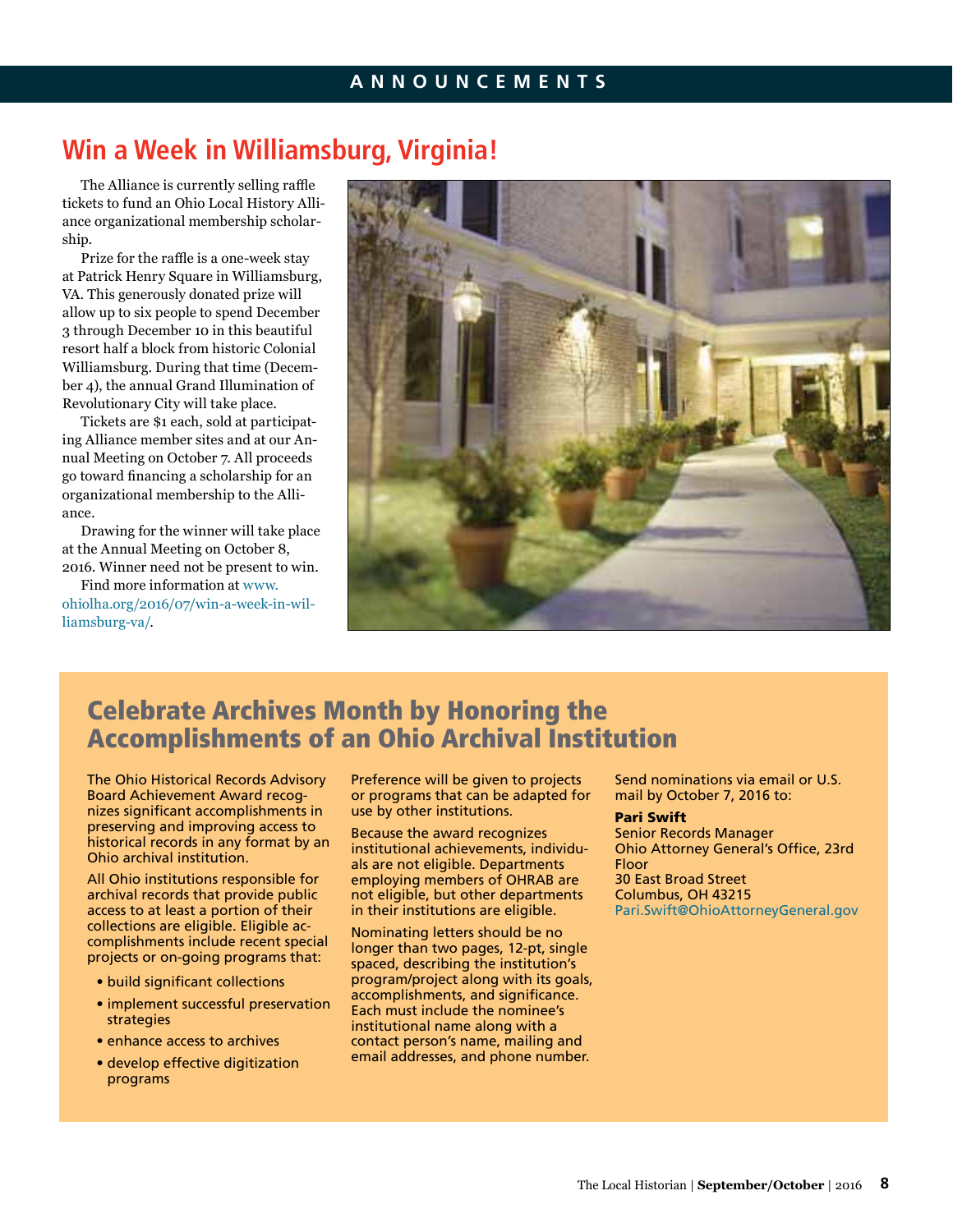# ANNOUNCEMENTS

## Win a Week in Williamsburg, Virginia!

The Alliance is currently selling raffle tickets to fund an Ohio Local History Alliance organizational membership scholarship.

Prize for the raffle is a one-week stay at Patrick Henry Square in Williamsburg, VA. This generously donated prize will allow up to six people to spend December 3 through December 10 in this beautiful resort half a block from historic Colonial Williamsburg. During that time (December 4), the annual Grand Illumination of Revolutionary City will take place.

Tickets are $1 each, sold at participating Alliance member sites and at our Annual Meeting on October 7. All proceeds go toward financing a scholarship for an organizational membership to the Alliance.

Drawing for the winner will take place at the Annual Meeting on October 8, 2016. Winner need not be present to win.

Find more information at www.ohiolha.org/2016/07/win-a-week-in-williamsburg-va/.

## Celebrate Archives Month by Honoring the Accomplishments of an Ohio Archival Institution

The Ohio Historical Records Advisory Board Achievement Award recognizes significant accomplishments in preserving and improving access to historical records in any format by an Ohio archival institution.

All Ohio institutions responsible for archival records that provide public access to at least a portion of their collections are eligible. Eligible accomplishments include recent special projects or on-going programs that:

- build significant collections
- implement successful preservation strategies
- enhance access to archives
- develop effective digitization programs

Preference will be given to projects or programs that can be adapted for use by other institutions.

Because the award recognizes institutional achievements, individuals are not eligible. Departments employing members of OHRAB are not eligible, but other departments in their institutions are eligible.

Nominating letters should be no longer than two pages, 12-pt, single spaced, describing the institution's program/project along with its goals, accomplishments, and significance. Each must include the nominee's institutional name along with a contact person's name, mailing and email addresses, and phone number.

Send nominations via email or U.S. mail by October 7, 2016 to:

**Pari Swift**
Senior Records Manager
Ohio Attorney General's Office, 23rd Floor
30 East Broad Street
Columbus, OH 43215
Pari.Swift@OhioAttorneyGeneral.gov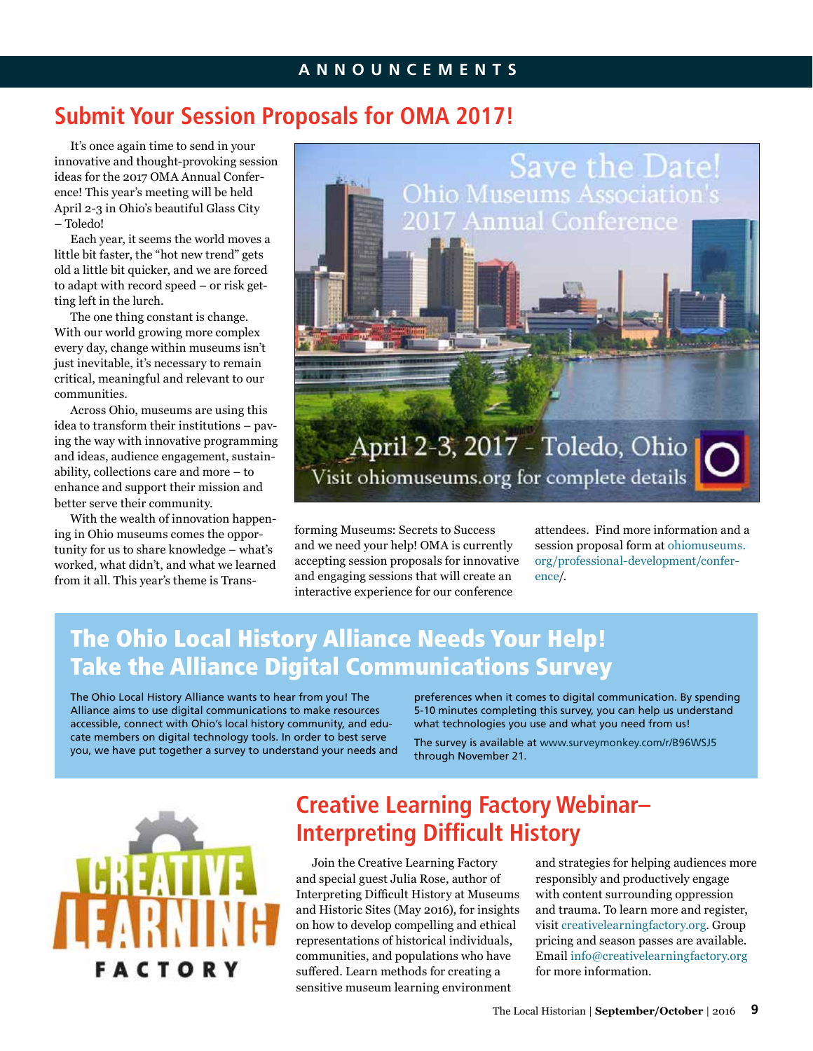ANNOUNCEMENTS

## Submit Your Session Proposals for OMA 2017!

It's once again time to send in your innovative and thought-provoking session ideas for the 2017 OMA Annual Conference! This year's meeting will be held April 2-3 in Ohio's beautiful Glass City – Toledo!

Each year, it seems the world moves a little bit faster, the "hot new trend" gets old a little bit quicker, and we are forced to adapt with record speed – or risk getting left in the lurch.

The one thing constant is change. With our world growing more complex every day, change within museums isn't just inevitable, it's necessary to remain critical, meaningful and relevant to our communities.

Across Ohio, museums are using this idea to transform their institutions – paving the way with innovative programming and ideas, audience engagement, sustainability, collections care and more – to enhance and support their mission and better serve their community.

With the wealth of innovation happening in Ohio museums comes the opportunity for us to share knowledge – what's worked, what didn't, and what we learned from it all. This year's theme is Transforming Museums: Secrets to Success and we need your help! OMA is currently accepting session proposals for innovative and engaging sessions that will create an interactive experience for our conference attendees. Find more information and a session proposal form at ohiomuseums.org/professional-development/conference/.

Save the Date!
Ohio Museums Association's
2017 Annual Conference

April 2-3, 2017 - Toledo, Ohio
Visit ohiomuseums.org for complete details

## The Ohio Local History Alliance Needs Your Help! Take the Alliance Digital Communications Survey

The Ohio Local History Alliance wants to hear from you! The Alliance aims to use digital communications to make resources accessible, connect with Ohio's local history community, and educate members on digital technology tools. In order to best serve you, we have put together a survey to understand your needs and preferences when it comes to digital communication. By spending 5-10 minutes completing this survey, you can help us understand what technologies you use and what you need from us!

The survey is available at www.surveymonkey.com/r/B96WSJ5 through November 21.

## Creative Learning Factory Webinar– Interpreting Difficult History

Join the Creative Learning Factory and special guest Julia Rose, author of Interpreting Difficult History at Museums and Historic Sites (May 2016), for insights on how to develop compelling and ethical representations of historical individuals, communities, and populations who have suffered. Learn methods for creating a sensitive museum learning environment and strategies for helping audiences more responsibly and productively engage with content surrounding oppression and trauma. To learn more and register, visit creativelearningfactory.org. Group pricing and season passes are available. Email info@creativelearningfactory.org for more information.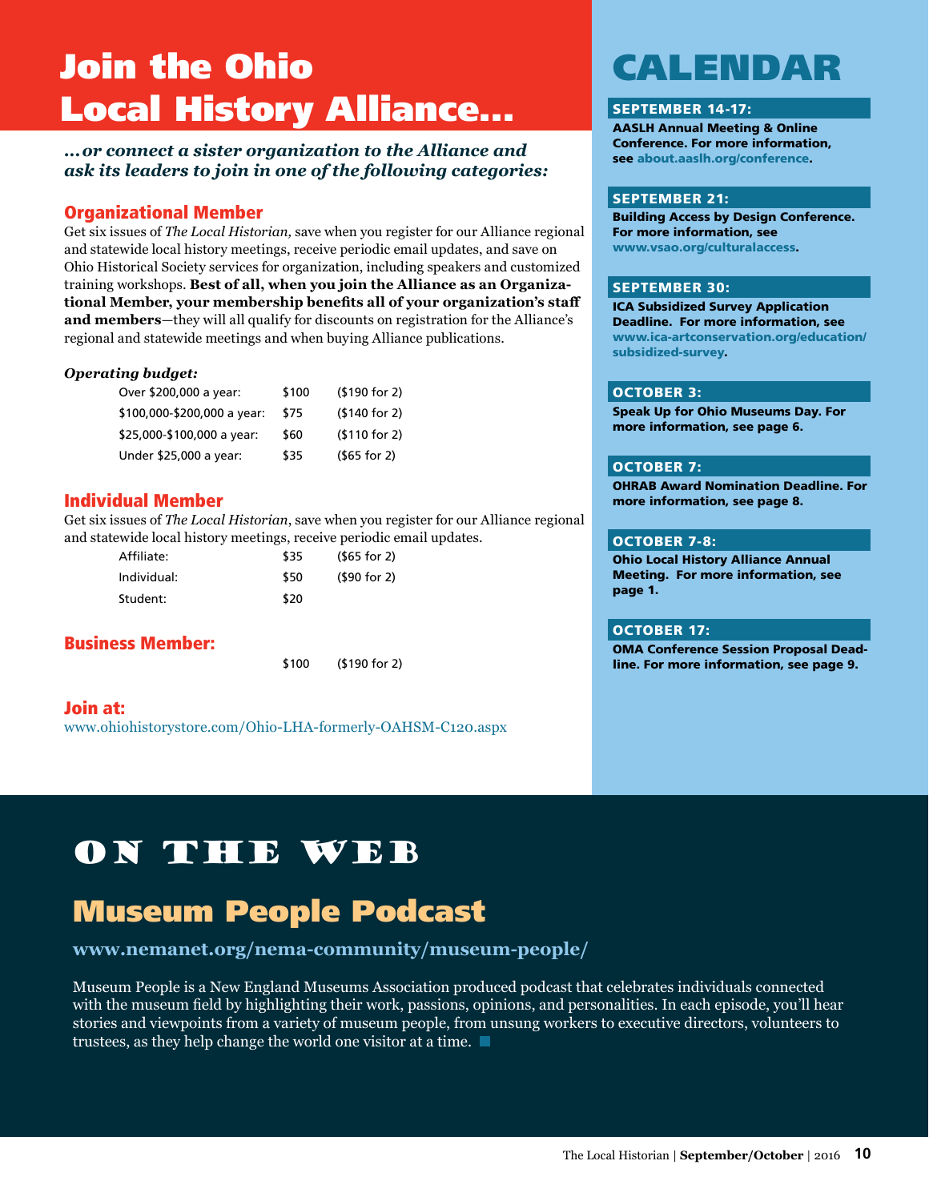# Join the Ohio Local History Alliance…

***…or connect a sister organization to the Alliance and ask its leaders to join in one of the following categories:***

## Organizational Member

Get six issues of *The Local Historian,* save when you register for our Alliance regional and statewide local history meetings, receive periodic email updates, and save on Ohio Historical Society services for organization, including speakers and customized training workshops. **Best of all, when you join the Alliance as an Organizational Member, your membership benefits all of your organization's staff and members**—they will all qualify for discounts on registration for the Alliance's regional and statewide meetings and when buying Alliance publications.

***Operating budget:***

| | | |
|---|---|---|
| Over $200,000 a year: | $100 | ($190 for 2) |
| $100,000-$200,000 a year: | $75 | ($140 for 2) |
| $25,000-$100,000 a year: | $60 | ($110 for 2) |
| Under $25,000 a year: | $35 | ($65 for 2) |

## Individual Member

Get six issues of *The Local Historian*, save when you register for our Alliance regional and statewide local history meetings, receive periodic email updates.

| | | |
|---|---|---|
| Affiliate: | $35 | ($65 for 2) |
| Individual: | $50 | ($90 for 2) |
| Student: | $20 | |

## Business Member:

$100 ($190 for 2)

## Join at:

www.ohiohistorystore.com/Ohio-LHA-formerly-OAHSM-C120.aspx

# CALENDAR

**SEPTEMBER 14-17:**

**AASLH Annual Meeting & Online Conference. For more information, see about.aaslh.org/conference.**

**SEPTEMBER 21:**

**Building Access by Design Conference. For more information, see www.vsao.org/culturalaccess.**

**SEPTEMBER 30:**

**ICA Subsidized Survey Application Deadline. For more information, see www.ica-artconservation.org/education/subsidized-survey.**

**OCTOBER 3:**

**Speak Up for Ohio Museums Day. For more information, see page 6.**

**OCTOBER 7:**

**OHRAB Award Nomination Deadline. For more information, see page 8.**

**OCTOBER 7-8:**

**Ohio Local History Alliance Annual Meeting. For more information, see page 1.**

**OCTOBER 17:**

**OMA Conference Session Proposal Deadline. For more information, see page 9.**

# ON THE WEB

## Museum People Podcast

**www.nemanet.org/nema-community/museum-people/**

Museum People is a New England Museums Association produced podcast that celebrates individuals connected with the museum field by highlighting their work, passions, opinions, and personalities. In each episode, you'll hear stories and viewpoints from a variety of museum people, from unsung workers to executive directors, volunteers to trustees, as they help change the world one visitor at a time.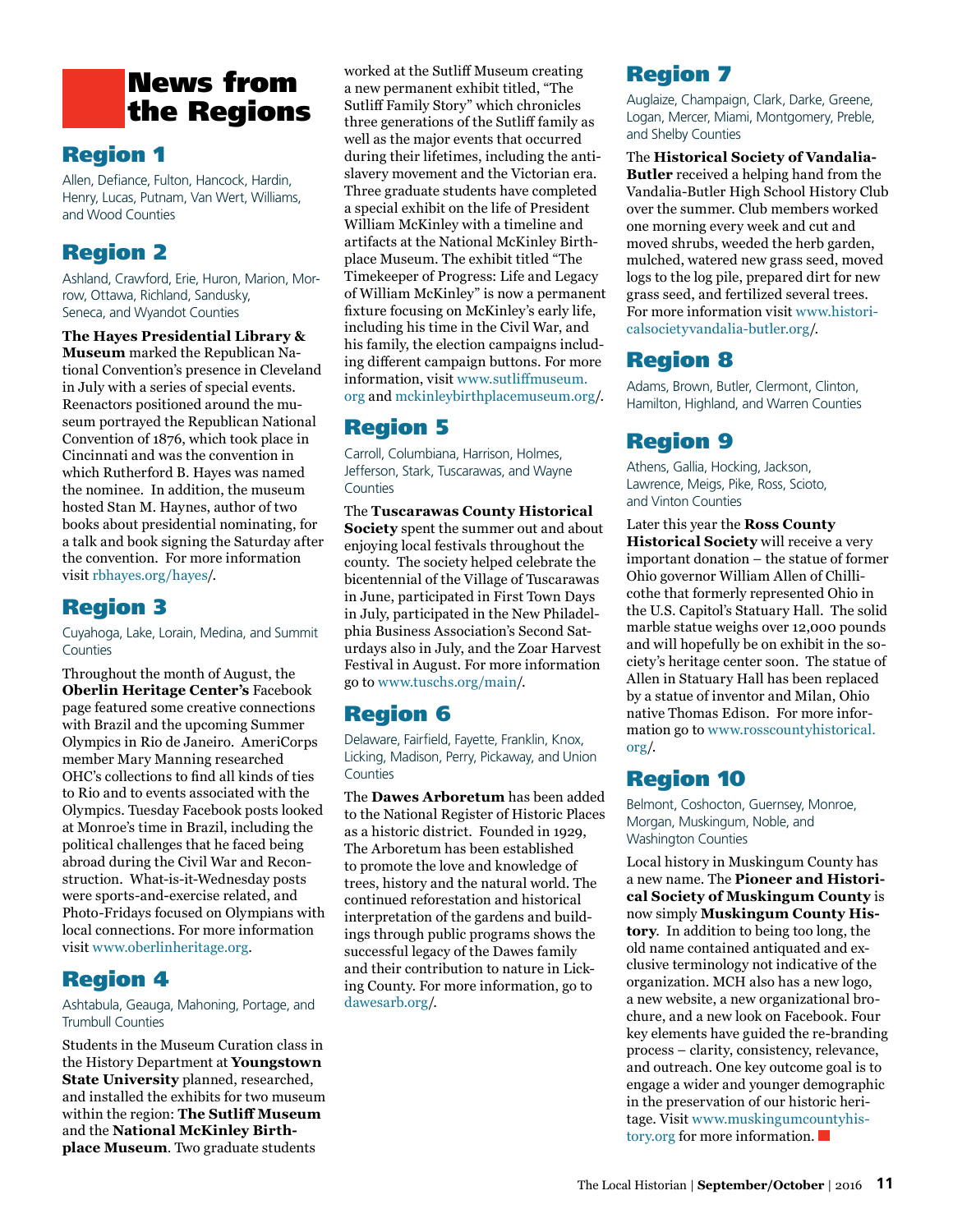# News from the Regions

## Region 1

Allen, Defiance, Fulton, Hancock, Hardin, Henry, Lucas, Putnam, Van Wert, Williams, and Wood Counties

## Region 2

Ashland, Crawford, Erie, Huron, Marion, Morrow, Ottawa, Richland, Sandusky, Seneca, and Wyandot Counties

**The Hayes Presidential Library & Museum** marked the Republican National Convention's presence in Cleveland in July with a series of special events. Reenactors positioned around the museum portrayed the Republican National Convention of 1876, which took place in Cincinnati and was the convention in which Rutherford B. Hayes was named the nominee. In addition, the museum hosted Stan M. Haynes, author of two books about presidential nominating, for a talk and book signing the Saturday after the convention. For more information visit rbhayes.org/hayes/.

## Region 3

Cuyahoga, Lake, Lorain, Medina, and Summit Counties

Throughout the month of August, the **Oberlin Heritage Center's** Facebook page featured some creative connections with Brazil and the upcoming Summer Olympics in Rio de Janeiro. AmeriCorps member Mary Manning researched OHC's collections to find all kinds of ties to Rio and to events associated with the Olympics. Tuesday Facebook posts looked at Monroe's time in Brazil, including the political challenges that he faced being abroad during the Civil War and Reconstruction. What-is-it-Wednesday posts were sports-and-exercise related, and Photo-Fridays focused on Olympians with local connections. For more information visit www.oberlinheritage.org.

## Region 4

Ashtabula, Geauga, Mahoning, Portage, and Trumbull Counties

Students in the Museum Curation class in the History Department at **Youngstown State University** planned, researched, and installed the exhibits for two museum within the region: **The Sutliff Museum** and the **National McKinley Birthplace Museum**. Two graduate students worked at the Sutliff Museum creating a new permanent exhibit titled, "The Sutliff Family Story" which chronicles three generations of the Sutliff family as well as the major events that occurred during their lifetimes, including the anti-slavery movement and the Victorian era. Three graduate students have completed a special exhibit on the life of President William McKinley with a timeline and artifacts at the National McKinley Birthplace Museum. The exhibit titled "The Timekeeper of Progress: Life and Legacy of William McKinley" is now a permanent fixture focusing on McKinley's early life, including his time in the Civil War, and his family, the election campaigns including different campaign buttons. For more information, visit www.sutliffmuseum.org and mckinleybirthplacemuseum.org/.

## Region 5

Carroll, Columbiana, Harrison, Holmes, Jefferson, Stark, Tuscarawas, and Wayne Counties

The **Tuscarawas County Historical Society** spent the summer out and about enjoying local festivals throughout the county. The society helped celebrate the bicentennial of the Village of Tuscarawas in June, participated in First Town Days in July, participated in the New Philadelphia Business Association's Second Saturdays also in July, and the Zoar Harvest Festival in August. For more information go to www.tuschs.org/main/.

## Region 6

Delaware, Fairfield, Fayette, Franklin, Knox, Licking, Madison, Perry, Pickaway, and Union Counties

The **Dawes Arboretum** has been added to the National Register of Historic Places as a historic district. Founded in 1929, The Arboretum has been established to promote the love and knowledge of trees, history and the natural world. The continued reforestation and historical interpretation of the gardens and buildings through public programs shows the successful legacy of the Dawes family and their contribution to nature in Licking County. For more information, go to dawesarb.org/.

## Region 7

Auglaize, Champaign, Clark, Darke, Greene, Logan, Mercer, Miami, Montgomery, Preble, and Shelby Counties

The **Historical Society of Vandalia-Butler** received a helping hand from the Vandalia-Butler High School History Club over the summer. Club members worked one morning every week and cut and moved shrubs, weeded the herb garden, mulched, watered new grass seed, moved logs to the log pile, prepared dirt for new grass seed, and fertilized several trees. For more information visit www.historicalsocietyvandalia-butler.org/.

## Region 8

Adams, Brown, Butler, Clermont, Clinton, Hamilton, Highland, and Warren Counties

## Region 9

Athens, Gallia, Hocking, Jackson, Lawrence, Meigs, Pike, Ross, Scioto, and Vinton Counties

Later this year the **Ross County Historical Society** will receive a very important donation – the statue of former Ohio governor William Allen of Chillicothe that formerly represented Ohio in the U.S. Capitol's Statuary Hall. The solid marble statue weighs over 12,000 pounds and will hopefully be on exhibit in the society's heritage center soon. The statue of Allen in Statuary Hall has been replaced by a statue of inventor and Milan, Ohio native Thomas Edison. For more information go to www.rosscountyhistorical.org/.

## Region 10

Belmont, Coshocton, Guernsey, Monroe, Morgan, Muskingum, Noble, and Washington Counties

Local history in Muskingum County has a new name. The **Pioneer and Historical Society of Muskingum County** is now simply **Muskingum County History**. In addition to being too long, the old name contained antiquated and exclusive terminology not indicative of the organization. MCH also has a new logo, a new website, a new organizational brochure, and a new look on Facebook. Four key elements have guided the re-branding process – clarity, consistency, relevance, and outreach. One key outcome goal is to engage a wider and younger demographic in the preservation of our historic heritage. Visit www.muskingumcountyhistory.org for more information.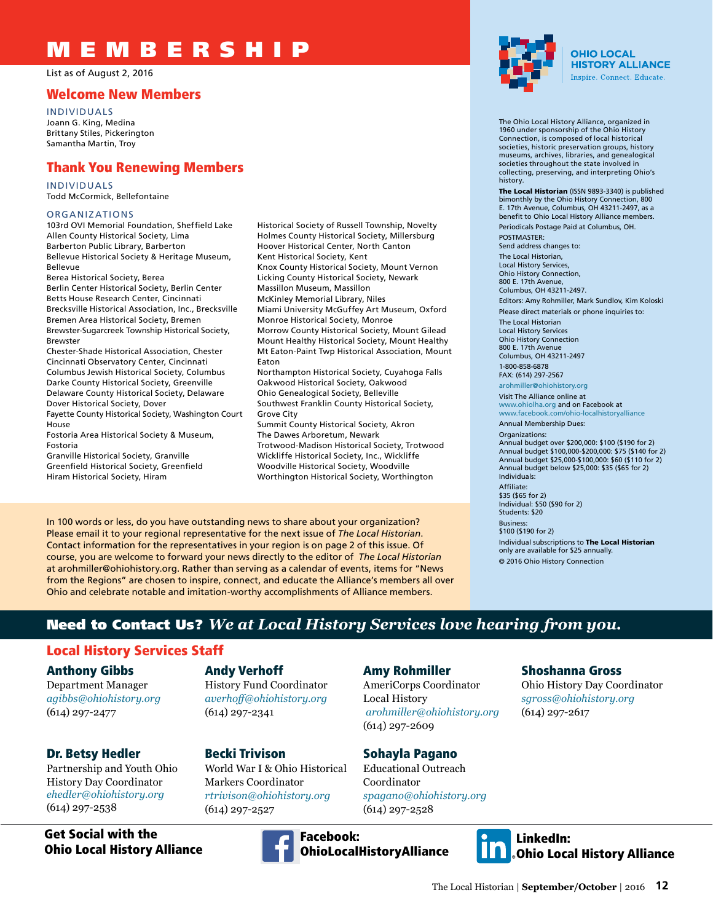# MEMBERSHIP

List as of August 2, 2016

## Welcome New Members

### INDIVIDUALS

Joann G. King, Medina
Brittany Stiles, Pickerington
Samantha Martin, Troy

## Thank You Renewing Members

### INDIVIDUALS

Todd McCormick, Bellefontaine

### ORGANIZATIONS

103rd OVI Memorial Foundation, Sheffield Lake
Allen County Historical Society, Lima
Barberton Public Library, Barberton
Bellevue Historical Society & Heritage Museum, Bellevue
Berea Historical Society, Berea
Berlin Center Historical Society, Berlin Center
Betts House Research Center, Cincinnati
Brecksville Historical Association, Inc., Brecksville
Bremen Area Historical Society, Bremen
Brewster-Sugarcreek Township Historical Society, Brewster
Chester-Shade Historical Association, Chester
Cincinnati Observatory Center, Cincinnati
Columbus Jewish Historical Society, Columbus
Darke County Historical Society, Greenville
Delaware County Historical Society, Delaware
Dover Historical Society, Dover
Fayette County Historical Society, Washington Court House
Fostoria Area Historical Society & Museum, Fostoria
Granville Historical Society, Granville
Greenfield Historical Society, Greenfield
Hiram Historical Society, Hiram
Historical Society of Russell Township, Novelty
Holmes County Historical Society, Millersburg
Hoover Historical Center, North Canton
Kent Historical Society, Kent
Knox County Historical Society, Mount Vernon
Licking County Historical Society, Newark
Massillon Museum, Massillon
McKinley Memorial Library, Niles
Miami University McGuffey Art Museum, Oxford
Monroe Historical Society, Monroe
Morrow County Historical Society, Mount Gilead
Mount Healthy Historical Society, Mount Healthy
Mt Eaton-Paint Twp Historical Association, Mount Eaton
Northampton Historical Society, Cuyahoga Falls
Oakwood Historical Society, Oakwood
Ohio Genealogical Society, Belleville
Southwest Franklin County Historical Society, Grove City
Summit County Historical Society, Akron
The Dawes Arboretum, Newark
Trotwood-Madison Historical Society, Trotwood
Wickliffe Historical Society, Inc., Wickliffe
Woodville Historical Society, Woodville
Worthington Historical Society, Worthington

In 100 words or less, do you have outstanding news to share about your organization? Please email it to your regional representative for the next issue of *The Local Historian*. Contact information for the representatives in your region is on page 2 of this issue. Of course, you are welcome to forward your news directly to the editor of *The Local Historian* at arohmiller@ohiohistory.org. Rather than serving as a calendar of events, items for "News from the Regions" are chosen to inspire, connect, and educate the Alliance's members all over Ohio and celebrate notable and imitation-worthy accomplishments of Alliance members.

**OHIO LOCAL HISTORY ALLIANCE**
Inspire. Connect. Educate.

The Ohio Local History Alliance, organized in 1960 under sponsorship of the Ohio History Connection, is composed of local historical societies, historic preservation groups, history museums, archives, libraries, and genealogical societies throughout the state involved in collecting, preserving, and interpreting Ohio's history.

**The Local Historian** (ISSN 9893-3340) is published bimonthly by the Ohio History Connection, 800 E. 17th Avenue, Columbus, OH 43211-2497, as a benefit to Ohio Local History Alliance members.

Periodicals Postage Paid at Columbus, OH.

POSTMASTER:
Send address changes to:
The Local Historian,
Local History Services,
Ohio History Connection,
800 E. 17th Avenue,
Columbus, OH 43211-2497.

Editors: Amy Rohmiller, Mark Sundlov, Kim Koloski

Please direct materials or phone inquiries to:
The Local Historian
Local History Services
Ohio History Connection
800 E. 17th Avenue
Columbus, OH 43211-2497
1-800-858-6878
FAX: (614) 297-2567
arohmiller@ohiohistory.org

Visit The Alliance online at www.ohiolha.org and on Facebook at www.facebook.com/ohio-localhistoryalliance

Annual Membership Dues:

Organizations:
Annual budget over $200,000: $100 ($190 for 2)
Annual budget $100,000-$200,000: $75 ($140 for 2)
Annual budget $25,000-$100,000: $60 ($110 for 2)
Annual budget below $25,000: $35 ($65 for 2)

Individuals:
Affiliate:
$35 ($65 for 2)
Individual: $50 ($90 for 2)
Students: $20

Business:
$100 ($190 for 2)

Individual subscriptions to **The Local Historian** only are available for $25 annually.

© 2016 Ohio History Connection

## Need to Contact Us? *We at Local History Services love hearing from you.*

## Local History Services Staff

**Anthony Gibbs**
Department Manager
*agibbs@ohiohistory.org*
(614) 297-2477

**Andy Verhoff**
History Fund Coordinator
*averhoff@ohiohistory.org*
(614) 297-2341

**Amy Rohmiller**
AmeriCorps Coordinator
Local History
*arohmiller@ohiohistory.org*
(614) 297-2609

**Shoshanna Gross**
Ohio History Day Coordinator
*sgross@ohiohistory.org*
(614) 297-2617

**Dr. Betsy Hedler**
Partnership and Youth Ohio History Day Coordinator
*ehedler@ohiohistory.org*
(614) 297-2538

**Becki Trivison**
World War I & Ohio Historical Markers Coordinator
*rtrivison@ohiohistory.org*
(614) 297-2527

**Sohayla Pagano**
Educational Outreach Coordinator
*spagano@ohiohistory.org*
(614) 297-2528

**Get Social with the Ohio Local History Alliance**

**Facebook: OhioLocalHistoryAlliance**

**LinkedIn: Ohio Local History Alliance**